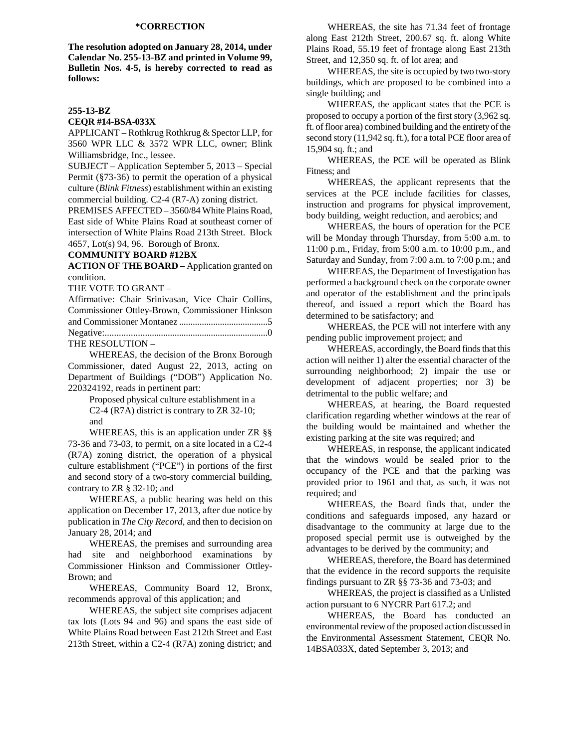**\*CORRECTION**

**The resolution adopted on January 28, 2014, under Calendar No. 255-13-BZ and printed in Volume 99, Bulletin Nos. 4-5, is hereby corrected to read as follows:**

**255-13-BZ**

**CEQR #14-BSA-033X**

APPLICANT – Rothkrug Rothkrug & Spector LLP, for 3560 WPR LLC & 3572 WPR LLC, owner; Blink Williamsbridge, Inc., lessee.

SUBJECT – Application September 5, 2013 – Special Permit (§73-36) to permit the operation of a physical culture (*Blink Fitness*) establishment within an existing commercial building. C2-4 (R7-A) zoning district.

PREMISES AFFECTED – 3560/84 White Plains Road, East side of White Plains Road at southeast corner of intersection of White Plains Road 213th Street. Block 4657, Lot(s) 94, 96. Borough of Bronx.

**COMMUNITY BOARD #12BX**

**ACTION OF THE BOARD –** Application granted on condition.

THE VOTE TO GRANT –

Affirmative: Chair Srinivasan, Vice Chair Collins, Commissioner Ottley-Brown, Commissioner Hinkson and Commissioner Montanez .......................................5

Negative:.......................................................................0

THE RESOLUTION –

WHEREAS, the decision of the Bronx Borough Commissioner, dated August 22, 2013, acting on Department of Buildings ("DOB") Application No. 220324192, reads in pertinent part:

> Proposed physical culture establishment in a C2-4 (R7A) district is contrary to ZR 32-10; and

WHEREAS, this is an application under ZR §§ 73-36 and 73-03, to permit, on a site located in a C2-4 (R7A) zoning district, the operation of a physical culture establishment ("PCE") in portions of the first and second story of a two-story commercial building, contrary to ZR § 32-10; and

WHEREAS, a public hearing was held on this application on December 17, 2013, after due notice by publication in *The City Record*, and then to decision on January 28, 2014; and

WHEREAS, the premises and surrounding area had site and neighborhood examinations by Commissioner Hinkson and Commissioner Ottley-Brown; and

WHEREAS, Community Board 12, Bronx, recommends approval of this application; and

WHEREAS, the subject site comprises adjacent tax lots (Lots 94 and 96) and spans the east side of White Plains Road between East 212th Street and East 213th Street, within a C2-4 (R7A) zoning district; and

WHEREAS, the site has 71.34 feet of frontage along East 212th Street, 200.67 sq. ft. along White Plains Road, 55.19 feet of frontage along East 213th Street, and 12,350 sq. ft. of lot area; and

WHEREAS, the site is occupied by two two-story buildings, which are proposed to be combined into a single building; and

WHEREAS, the applicant states that the PCE is proposed to occupy a portion of the first story (3,962 sq. ft. of floor area) combined building and the entirety of the second story (11,942 sq. ft.), for a total PCE floor area of 15,904 sq. ft.; and

WHEREAS, the PCE will be operated as Blink Fitness; and

WHEREAS, the applicant represents that the services at the PCE include facilities for classes, instruction and programs for physical improvement, body building, weight reduction, and aerobics; and

WHEREAS, the hours of operation for the PCE will be Monday through Thursday, from 5:00 a.m. to 11:00 p.m., Friday, from 5:00 a.m. to 10:00 p.m., and Saturday and Sunday, from 7:00 a.m. to 7:00 p.m.; and

WHEREAS, the Department of Investigation has performed a background check on the corporate owner and operator of the establishment and the principals thereof, and issued a report which the Board has determined to be satisfactory; and

WHEREAS, the PCE will not interfere with any pending public improvement project; and

WHEREAS, accordingly, the Board finds that this action will neither 1) alter the essential character of the surrounding neighborhood; 2) impair the use or development of adjacent properties; nor 3) be detrimental to the public welfare; and

WHEREAS, at hearing, the Board requested clarification regarding whether windows at the rear of the building would be maintained and whether the existing parking at the site was required; and

WHEREAS, in response, the applicant indicated that the windows would be sealed prior to the occupancy of the PCE and that the parking was provided prior to 1961 and that, as such, it was not required; and

WHEREAS, the Board finds that, under the conditions and safeguards imposed, any hazard or disadvantage to the community at large due to the proposed special permit use is outweighed by the advantages to be derived by the community; and

WHEREAS, therefore, the Board has determined that the evidence in the record supports the requisite findings pursuant to ZR §§ 73-36 and 73-03; and

WHEREAS, the project is classified as a Unlisted action pursuant to 6 NYCRR Part 617.2; and

WHEREAS, the Board has conducted an environmental review of the proposed action discussed in the Environmental Assessment Statement, CEQR No. 14BSA033X, dated September 3, 2013; and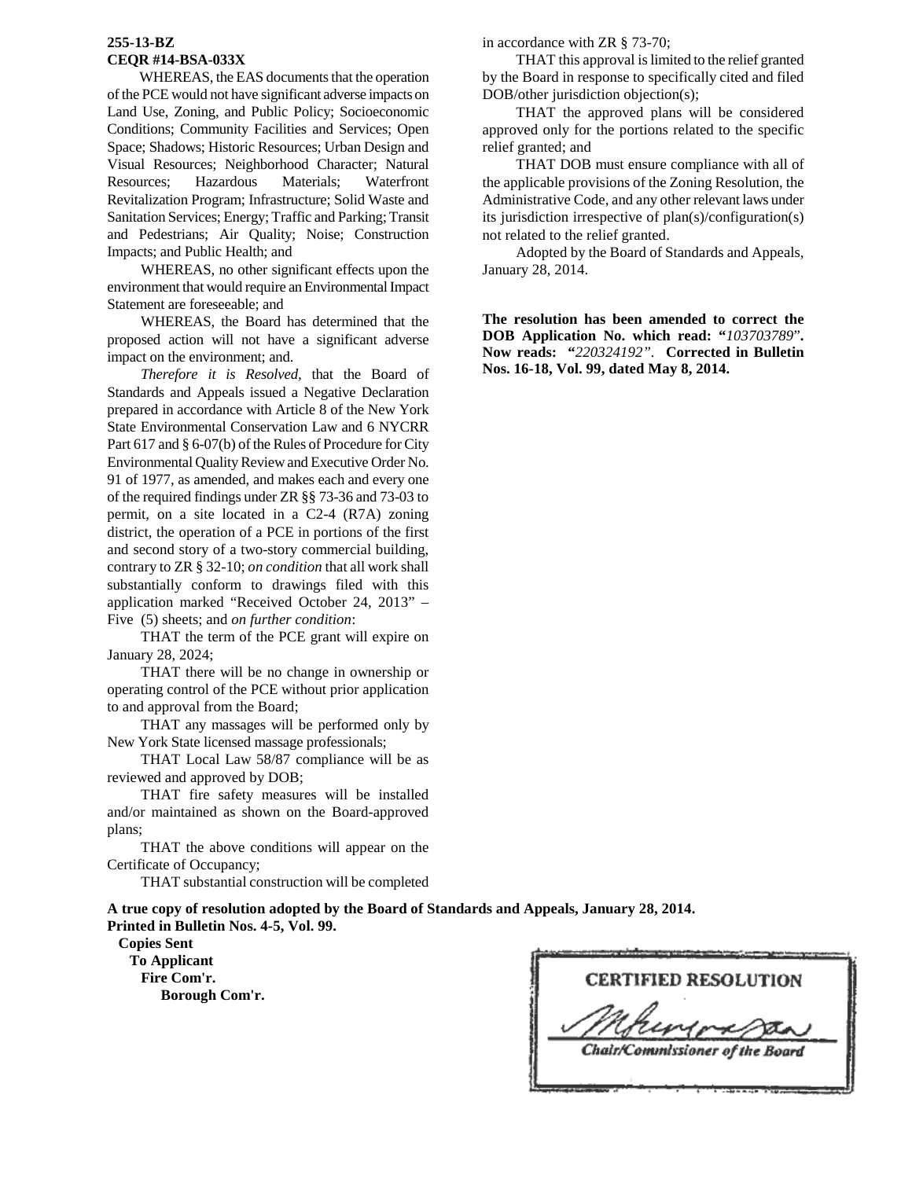**255-13-BZ**
**CEQR #14-BSA-033X**

WHEREAS, the EAS documents that the operation of the PCE would not have significant adverse impacts on Land Use, Zoning, and Public Policy; Socioeconomic Conditions; Community Facilities and Services; Open Space; Shadows; Historic Resources; Urban Design and Visual Resources; Neighborhood Character; Natural Resources; Hazardous Materials; Waterfront Revitalization Program; Infrastructure; Solid Waste and Sanitation Services; Energy; Traffic and Parking; Transit and Pedestrians; Air Quality; Noise; Construction Impacts; and Public Health; and

WHEREAS, no other significant effects upon the environment that would require an Environmental Impact Statement are foreseeable; and

WHEREAS, the Board has determined that the proposed action will not have a significant adverse impact on the environment; and.

*Therefore it is Resolved,* that the Board of Standards and Appeals issued a Negative Declaration prepared in accordance with Article 8 of the New York State Environmental Conservation Law and 6 NYCRR Part 617 and § 6-07(b) of the Rules of Procedure for City Environmental Quality Review and Executive Order No. 91 of 1977, as amended, and makes each and every one of the required findings under ZR §§ 73-36 and 73-03 to permit, on a site located in a C2-4 (R7A) zoning district, the operation of a PCE in portions of the first and second story of a two-story commercial building, contrary to ZR § 32-10; *on condition* that all work shall substantially conform to drawings filed with this application marked "Received October 24, 2013" – Five (5) sheets; and *on further condition*:

THAT the term of the PCE grant will expire on January 28, 2024;

THAT there will be no change in ownership or operating control of the PCE without prior application to and approval from the Board;

THAT any massages will be performed only by New York State licensed massage professionals;

THAT Local Law 58/87 compliance will be as reviewed and approved by DOB;

THAT fire safety measures will be installed and/or maintained as shown on the Board-approved plans;

THAT the above conditions will appear on the Certificate of Occupancy;

THAT substantial construction will be completed in accordance with ZR § 73-70;

THAT this approval is limited to the relief granted by the Board in response to specifically cited and filed DOB/other jurisdiction objection(s);

THAT the approved plans will be considered approved only for the portions related to the specific relief granted; and

THAT DOB must ensure compliance with all of the applicable provisions of the Zoning Resolution, the Administrative Code, and any other relevant laws under its jurisdiction irrespective of plan(s)/configuration(s) not related to the relief granted.

Adopted by the Board of Standards and Appeals, January 28, 2014.

**The resolution has been amended to correct the DOB Application No. which read: "*103703789*". Now reads: "*220324192*". Corrected in Bulletin Nos. 16-18, Vol. 99, dated May 8, 2014.**

**A true copy of resolution adopted by the Board of Standards and Appeals, January 28, 2014.**
**Printed in Bulletin Nos. 4-5, Vol. 99.**

**Copies Sent**
**To Applicant**
**Fire Com'r.**
**Borough Com'r.**

CERTIFIED RESOLUTION

Chair/Commissioner of the Board